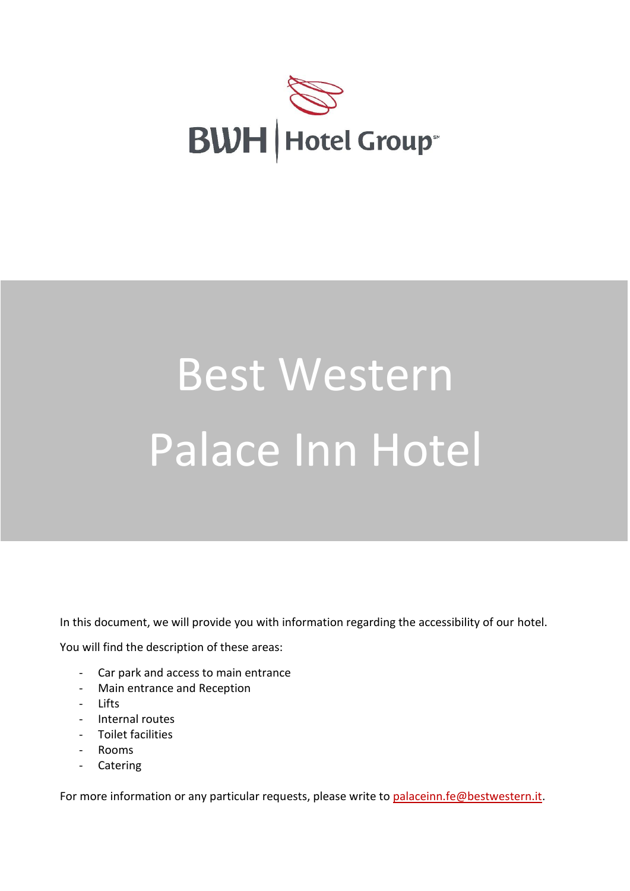BWH | Hotel Group℠

# Best Western Palace Inn Hotel

In this document, we will provide you with information regarding the accessibility of our hotel.

You will find the description of these areas:

- Car park and access to main entrance
- Main entrance and Reception
- Lifts
- Internal routes
- Toilet facilities
- Rooms
- Catering

For more information or any particular requests, please write to palaceinn.fe@bestwestern.it.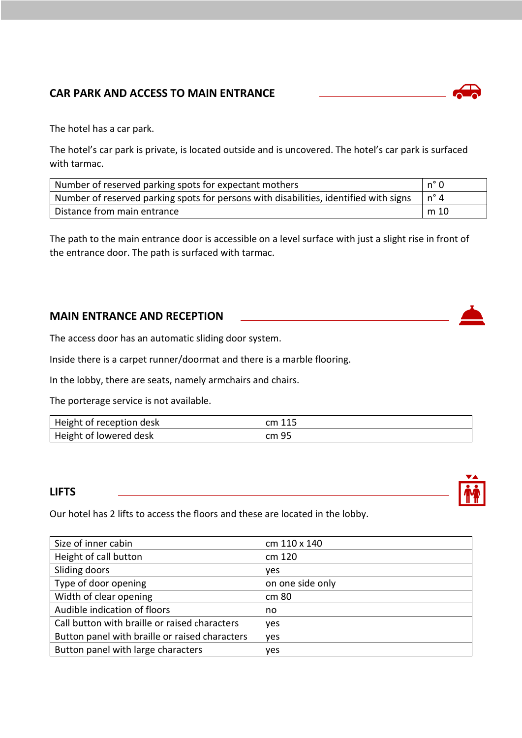## CAR PARK AND ACCESS TO MAIN ENTRANCE

The hotel has a car park.

The hotel's car park is private, is located outside and is uncovered. The hotel's car park is surfaced with tarmac.

| | |
|---|---|
| Number of reserved parking spots for expectant mothers | n° 0 |
| Number of reserved parking spots for persons with disabilities, identified with signs | n° 4 |
| Distance from main entrance | m 10 |

The path to the main entrance door is accessible on a level surface with just a slight rise in front of the entrance door. The path is surfaced with tarmac.

## MAIN ENTRANCE AND RECEPTION

The access door has an automatic sliding door system.

Inside there is a carpet runner/doormat and there is a marble flooring.

In the lobby, there are seats, namely armchairs and chairs.

The porterage service is not available.

| | |
|---|---|
| Height of reception desk | cm 115 |
| Height of lowered desk | cm 95 |

## LIFTS

Our hotel has 2 lifts to access the floors and these are located in the lobby.

| | |
|---|---|
| Size of inner cabin | cm 110 x 140 |
| Height of call button | cm 120 |
| Sliding doors | yes |
| Type of door opening | on one side only |
| Width of clear opening | cm 80 |
| Audible indication of floors | no |
| Call button with braille or raised characters | yes |
| Button panel with braille or raised characters | yes |
| Button panel with large characters | yes |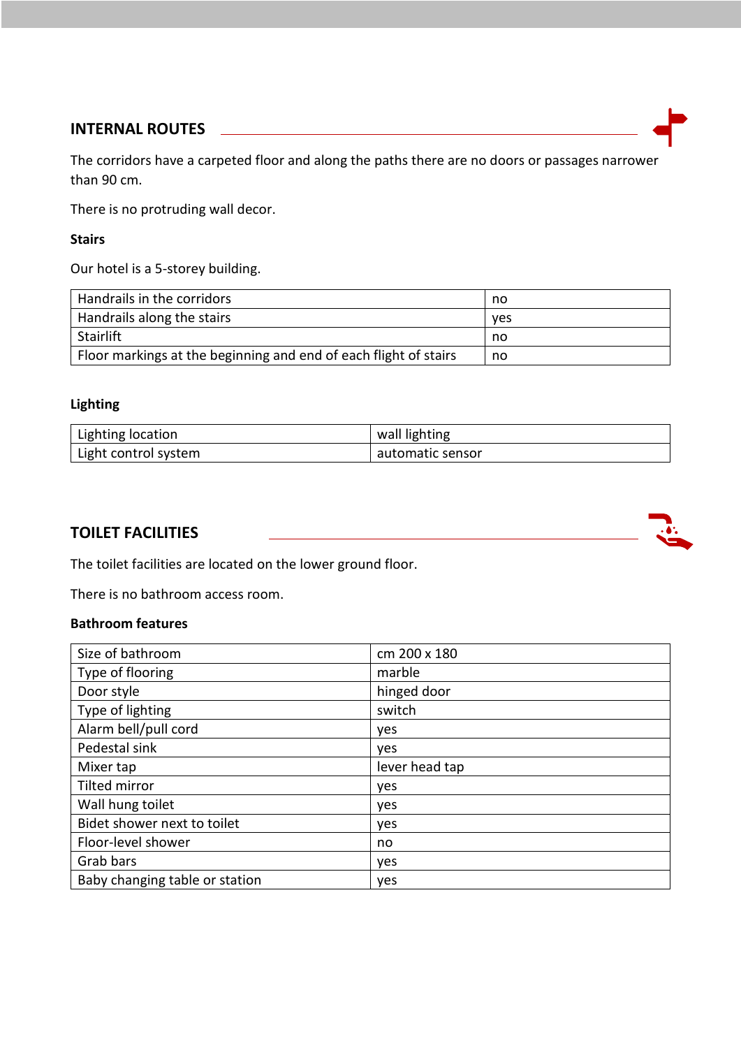## INTERNAL ROUTES

The corridors have a carpeted floor and along the paths there are no doors or passages narrower than 90 cm.

There is no protruding wall decor.

### Stairs

Our hotel is a 5-storey building.

| | |
|---|---|
| Handrails in the corridors | no |
| Handrails along the stairs | yes |
| Stairlift | no |
| Floor markings at the beginning and end of each flight of stairs | no |

### Lighting

| | |
|---|---|
| Lighting location | wall lighting |
| Light control system | automatic sensor |

## TOILET FACILITIES

The toilet facilities are located on the lower ground floor.

There is no bathroom access room.

### Bathroom features

| | |
|---|---|
| Size of bathroom | cm 200 x 180 |
| Type of flooring | marble |
| Door style | hinged door |
| Type of lighting | switch |
| Alarm bell/pull cord | yes |
| Pedestal sink | yes |
| Mixer tap | lever head tap |
| Tilted mirror | yes |
| Wall hung toilet | yes |
| Bidet shower next to toilet | yes |
| Floor-level shower | no |
| Grab bars | yes |
| Baby changing table or station | yes |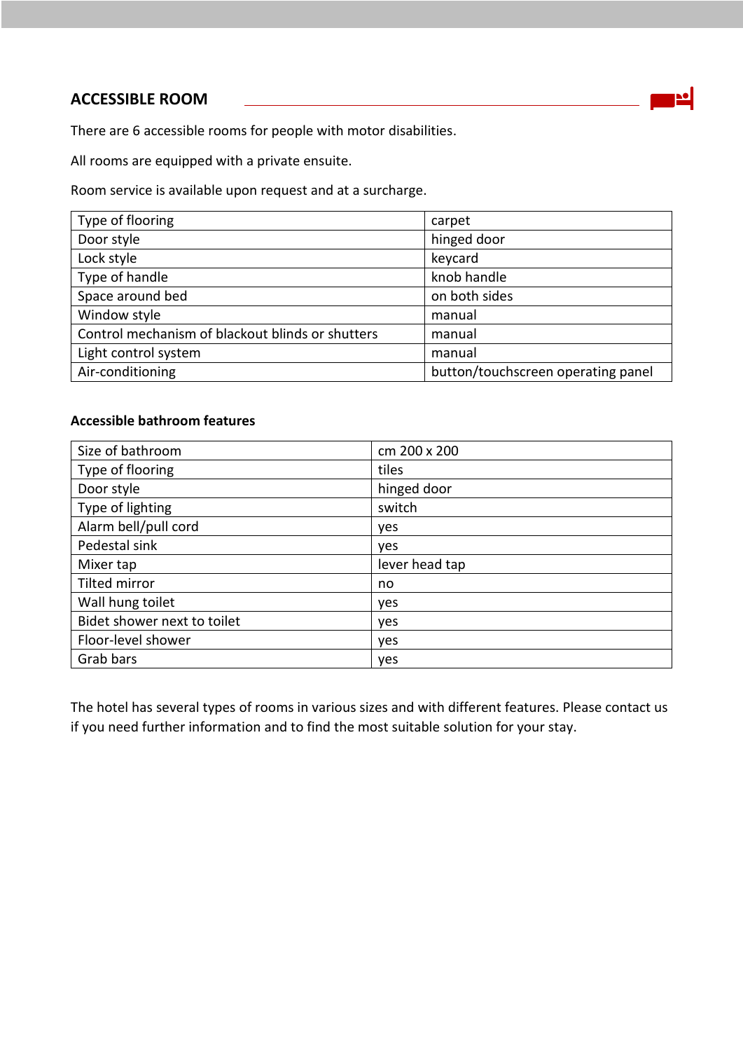## ACCESSIBLE ROOM

There are 6 accessible rooms for people with motor disabilities.

All rooms are equipped with a private ensuite.

Room service is available upon request and at a surcharge.

| | |
|---|---|
| Type of flooring | carpet |
| Door style | hinged door |
| Lock style | keycard |
| Type of handle | knob handle |
| Space around bed | on both sides |
| Window style | manual |
| Control mechanism of blackout blinds or shutters | manual |
| Light control system | manual |
| Air-conditioning | button/touchscreen operating panel |

### Accessible bathroom features

| | |
|---|---|
| Size of bathroom | cm 200 x 200 |
| Type of flooring | tiles |
| Door style | hinged door |
| Type of lighting | switch |
| Alarm bell/pull cord | yes |
| Pedestal sink | yes |
| Mixer tap | lever head tap |
| Tilted mirror | no |
| Wall hung toilet | yes |
| Bidet shower next to toilet | yes |
| Floor-level shower | yes |
| Grab bars | yes |

The hotel has several types of rooms in various sizes and with different features. Please contact us if you need further information and to find the most suitable solution for your stay.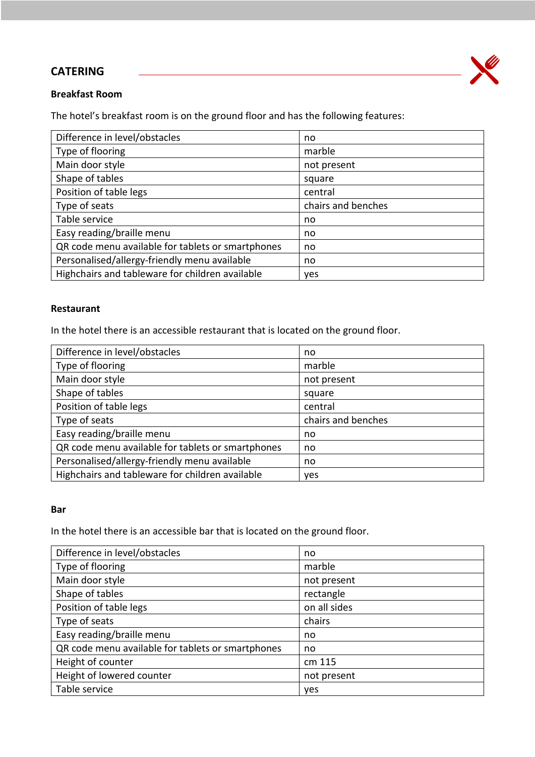## CATERING

### Breakfast Room

The hotel's breakfast room is on the ground floor and has the following features:

| | |
|---|---|
| Difference in level/obstacles | no |
| Type of flooring | marble |
| Main door style | not present |
| Shape of tables | square |
| Position of table legs | central |
| Type of seats | chairs and benches |
| Table service | no |
| Easy reading/braille menu | no |
| QR code menu available for tablets or smartphones | no |
| Personalised/allergy-friendly menu available | no |
| Highchairs and tableware for children available | yes |

### Restaurant

In the hotel there is an accessible restaurant that is located on the ground floor.

| | |
|---|---|
| Difference in level/obstacles | no |
| Type of flooring | marble |
| Main door style | not present |
| Shape of tables | square |
| Position of table legs | central |
| Type of seats | chairs and benches |
| Easy reading/braille menu | no |
| QR code menu available for tablets or smartphones | no |
| Personalised/allergy-friendly menu available | no |
| Highchairs and tableware for children available | yes |

### Bar

In the hotel there is an accessible bar that is located on the ground floor.

| | |
|---|---|
| Difference in level/obstacles | no |
| Type of flooring | marble |
| Main door style | not present |
| Shape of tables | rectangle |
| Position of table legs | on all sides |
| Type of seats | chairs |
| Easy reading/braille menu | no |
| QR code menu available for tablets or smartphones | no |
| Height of counter | cm 115 |
| Height of lowered counter | not present |
| Table service | yes |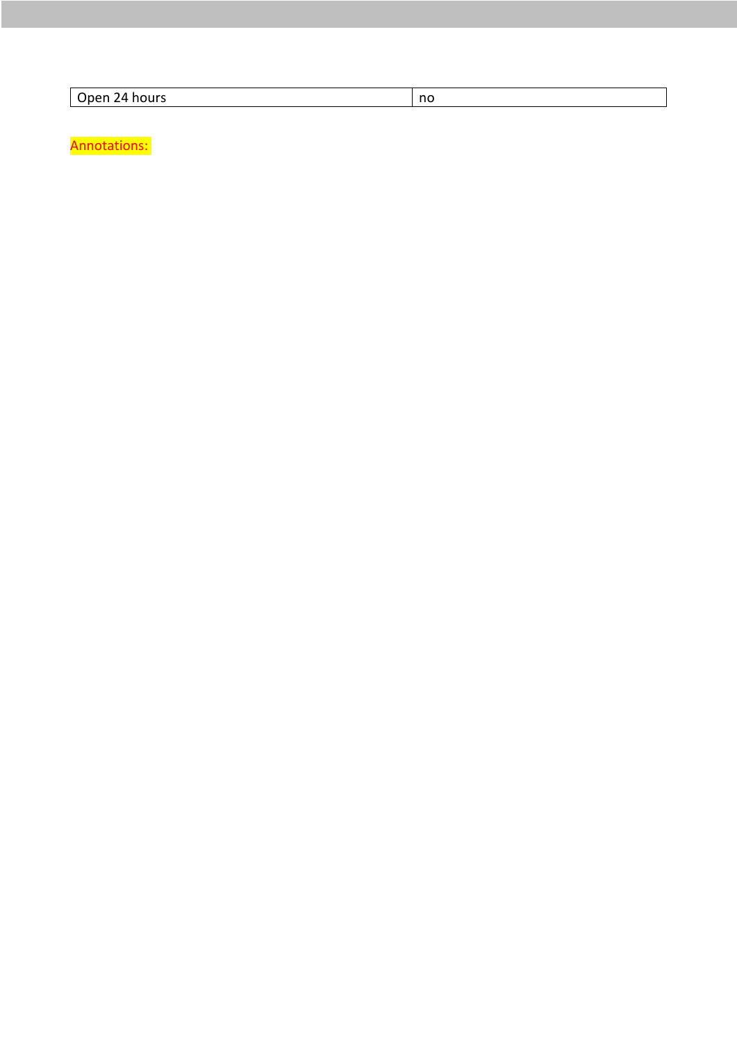| | |
|---|---|
| Open 24 hours | no |

Annotations: